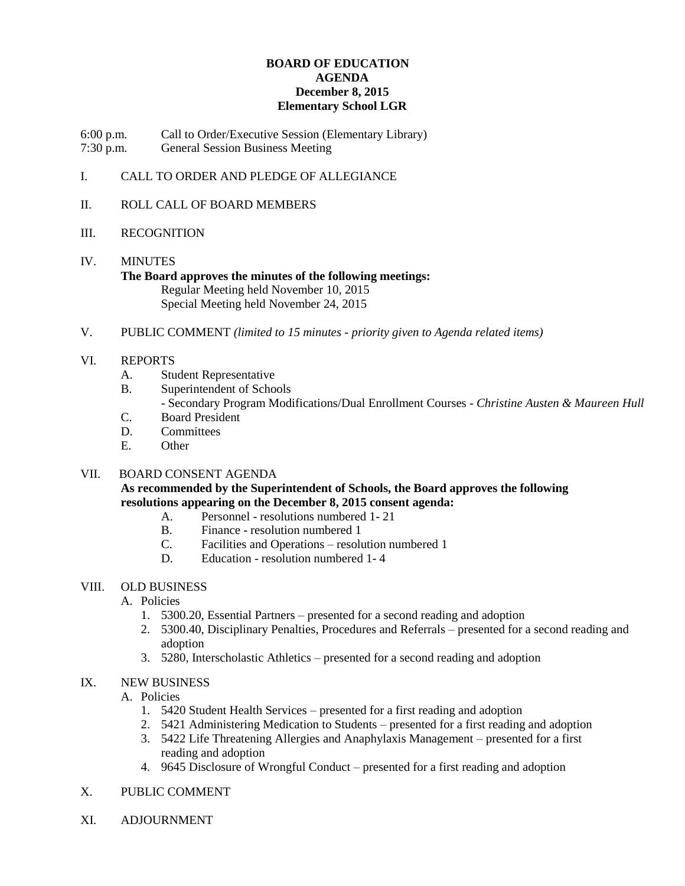# BOARD OF EDUCATION
## AGENDA
### December 8, 2015
### Elementary School LGR

6:00 p.m. Call to Order/Executive Session (Elementary Library)
7:30 p.m. General Session Business Meeting

I. CALL TO ORDER AND PLEDGE OF ALLEGIANCE

II. ROLL CALL OF BOARD MEMBERS

III. RECOGNITION

IV. MINUTES

**The Board approves the minutes of the following meetings:**

Regular Meeting held November 10, 2015
Special Meeting held November 24, 2015

V. PUBLIC COMMENT *(limited to 15 minutes - priority given to Agenda related items)*

VI. REPORTS

- A. Student Representative
- B. Superintendent of Schools
  - Secondary Program Modifications/Dual Enrollment Courses - *Christine Austen & Maureen Hull*
- C. Board President
- D. Committees
- E. Other

VII. BOARD CONSENT AGENDA

**As recommended by the Superintendent of Schools, the Board approves the following resolutions appearing on the December 8, 2015 consent agenda:**

- A. Personnel - resolutions numbered 1- 21
- B. Finance - resolution numbered 1
- C. Facilities and Operations – resolution numbered 1
- D. Education - resolution numbered 1- 4

VIII. OLD BUSINESS

A. Policies

1. 5300.20, Essential Partners – presented for a second reading and adoption
2. 5300.40, Disciplinary Penalties, Procedures and Referrals – presented for a second reading and adoption
3. 5280, Interscholastic Athletics – presented for a second reading and adoption

IX. NEW BUSINESS

A. Policies

1. 5420 Student Health Services – presented for a first reading and adoption
2. 5421 Administering Medication to Students – presented for a first reading and adoption
3. 5422 Life Threatening Allergies and Anaphylaxis Management – presented for a first reading and adoption
4. 9645 Disclosure of Wrongful Conduct – presented for a first reading and adoption

X. PUBLIC COMMENT

XI. ADJOURNMENT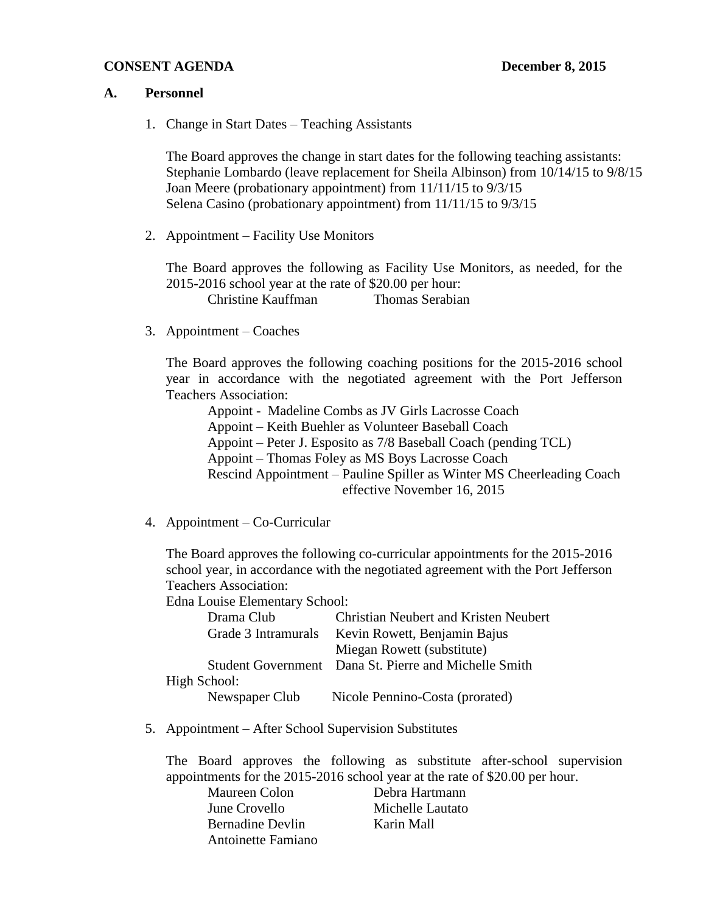**CONSENT AGENDA** **December 8, 2015**

**A. Personnel**

1. Change in Start Dates – Teaching Assistants

   The Board approves the change in start dates for the following teaching assistants:
   Stephanie Lombardo (leave replacement for Sheila Albinson) from 10/14/15 to 9/8/15
   Joan Meere (probationary appointment) from 11/11/15 to 9/3/15
   Selena Casino (probationary appointment) from 11/11/15 to 9/3/15

2. Appointment – Facility Use Monitors

   The Board approves the following as Facility Use Monitors, as needed, for the 2015-2016 school year at the rate of $20.00 per hour:

   Christine Kauffman    Thomas Serabian

3. Appointment – Coaches

   The Board approves the following coaching positions for the 2015-2016 school year in accordance with the negotiated agreement with the Port Jefferson Teachers Association:

   Appoint - Madeline Combs as JV Girls Lacrosse Coach
   Appoint – Keith Buehler as Volunteer Baseball Coach
   Appoint – Peter J. Esposito as 7/8 Baseball Coach (pending TCL)
   Appoint – Thomas Foley as MS Boys Lacrosse Coach
   Rescind Appointment – Pauline Spiller as Winter MS Cheerleading Coach effective November 16, 2015

4. Appointment – Co-Curricular

   The Board approves the following co-curricular appointments for the 2015-2016 school year, in accordance with the negotiated agreement with the Port Jefferson Teachers Association:

   Edna Louise Elementary School:

   | | |
   |---|---|
   | Drama Club | Christian Neubert and Kristen Neubert |
   | Grade 3 Intramurals | Kevin Rowett, Benjamin Bajus |
   | | Miegan Rowett (substitute) |
   | Student Government | Dana St. Pierre and Michelle Smith |

   High School:

   | | |
   |---|---|
   | Newspaper Club | Nicole Pennino-Costa (prorated) |

5. Appointment – After School Supervision Substitutes

   The Board approves the following as substitute after-school supervision appointments for the 2015-2016 school year at the rate of $20.00 per hour.

   | | |
   |---|---|
   | Maureen Colon | Debra Hartmann |
   | June Crovello | Michelle Lautato |
   | Bernadine Devlin | Karin Mall |
   | Antoinette Famiano | |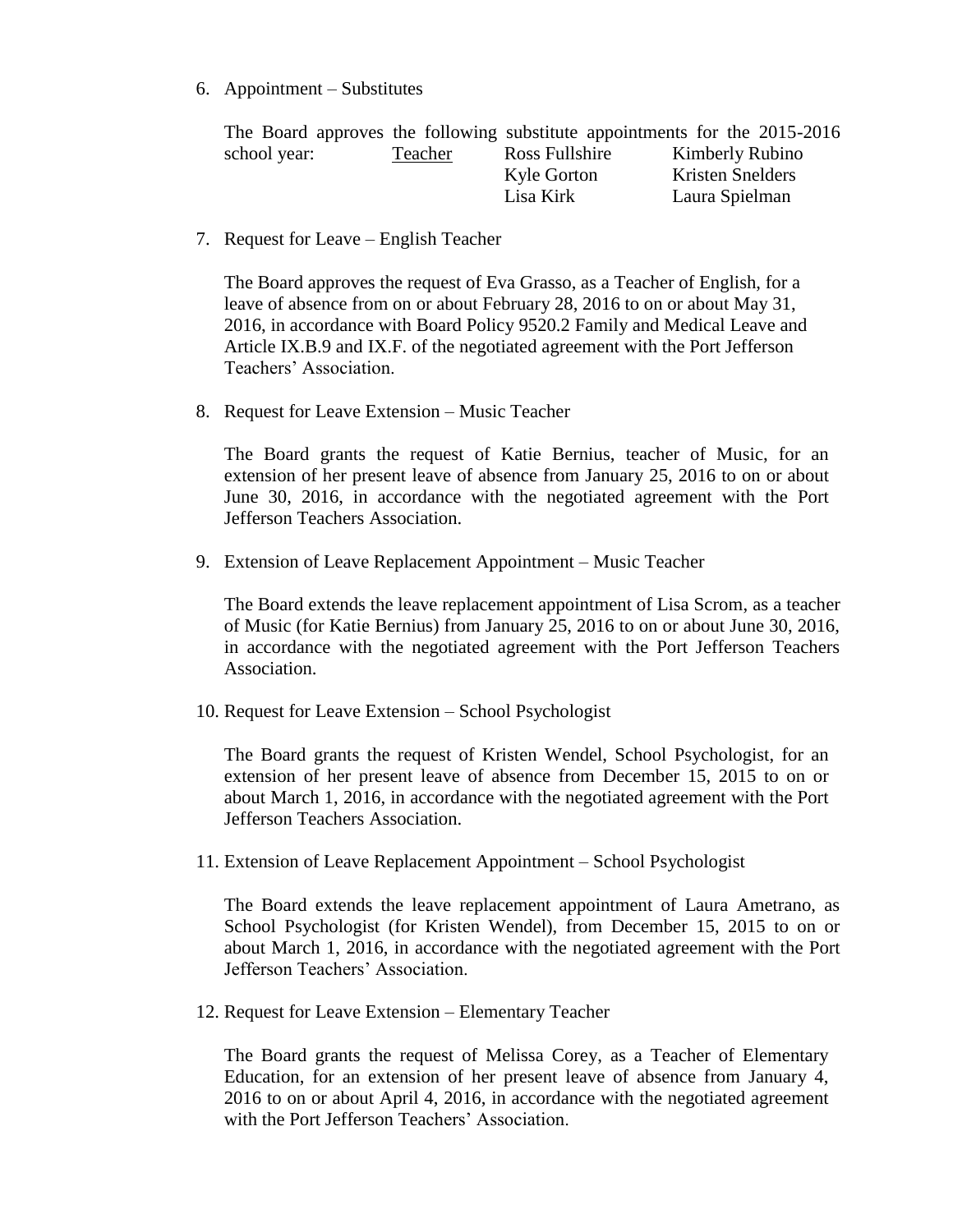6. Appointment – Substitutes

   The Board approves the following substitute appointments for the 2015-2016 school year:

   | | | |
   |---|---|---|
   | Teacher | Ross Fullshire | Kimberly Rubino |
   | | Kyle Gorton | Kristen Snelders |
   | | Lisa Kirk | Laura Spielman |

7. Request for Leave – English Teacher

   The Board approves the request of Eva Grasso, as a Teacher of English, for a leave of absence from on or about February 28, 2016 to on or about May 31, 2016, in accordance with Board Policy 9520.2 Family and Medical Leave and Article IX.B.9 and IX.F. of the negotiated agreement with the Port Jefferson Teachers' Association.

8. Request for Leave Extension – Music Teacher

   The Board grants the request of Katie Bernius, teacher of Music, for an extension of her present leave of absence from January 25, 2016 to on or about June 30, 2016, in accordance with the negotiated agreement with the Port Jefferson Teachers Association.

9. Extension of Leave Replacement Appointment – Music Teacher

   The Board extends the leave replacement appointment of Lisa Scrom, as a teacher of Music (for Katie Bernius) from January 25, 2016 to on or about June 30, 2016, in accordance with the negotiated agreement with the Port Jefferson Teachers Association.

10. Request for Leave Extension – School Psychologist

    The Board grants the request of Kristen Wendel, School Psychologist, for an extension of her present leave of absence from December 15, 2015 to on or about March 1, 2016, in accordance with the negotiated agreement with the Port Jefferson Teachers Association.

11. Extension of Leave Replacement Appointment – School Psychologist

    The Board extends the leave replacement appointment of Laura Ametrano, as School Psychologist (for Kristen Wendel), from December 15, 2015 to on or about March 1, 2016, in accordance with the negotiated agreement with the Port Jefferson Teachers' Association.

12. Request for Leave Extension – Elementary Teacher

    The Board grants the request of Melissa Corey, as a Teacher of Elementary Education, for an extension of her present leave of absence from January 4, 2016 to on or about April 4, 2016, in accordance with the negotiated agreement with the Port Jefferson Teachers' Association.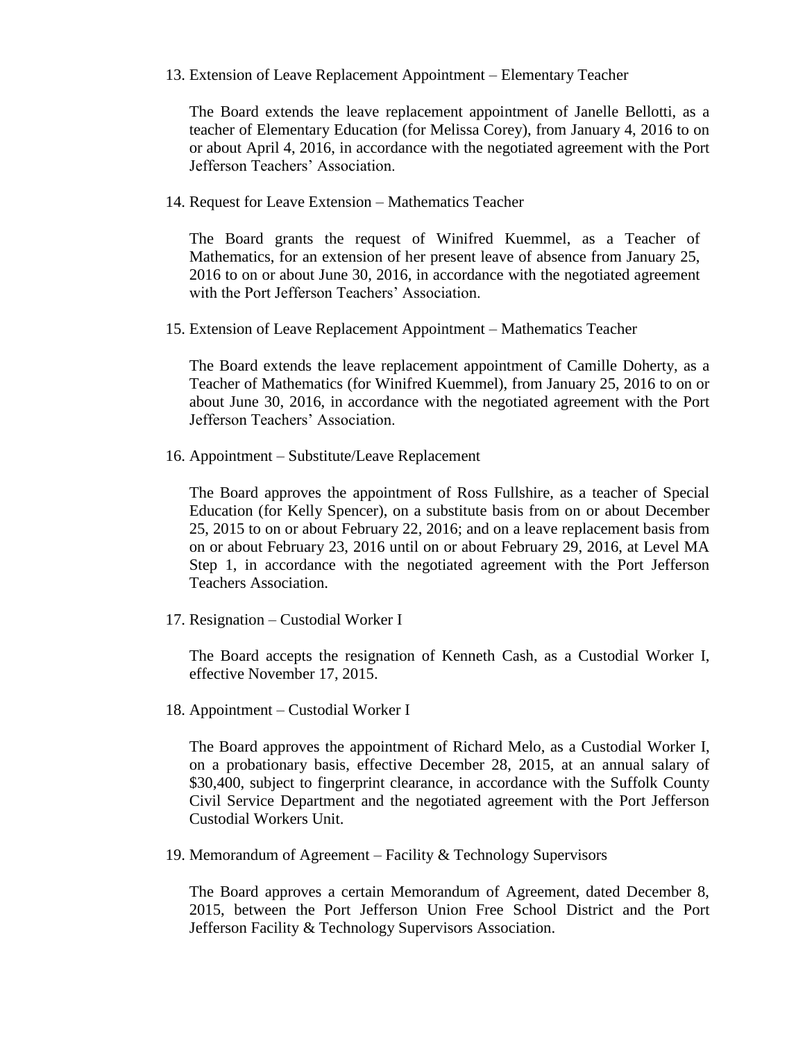13. Extension of Leave Replacement Appointment – Elementary Teacher

    The Board extends the leave replacement appointment of Janelle Bellotti, as a teacher of Elementary Education (for Melissa Corey), from January 4, 2016 to on or about April 4, 2016, in accordance with the negotiated agreement with the Port Jefferson Teachers' Association.

14. Request for Leave Extension – Mathematics Teacher

    The Board grants the request of Winifred Kuemmel, as a Teacher of Mathematics, for an extension of her present leave of absence from January 25, 2016 to on or about June 30, 2016, in accordance with the negotiated agreement with the Port Jefferson Teachers' Association.

15. Extension of Leave Replacement Appointment – Mathematics Teacher

    The Board extends the leave replacement appointment of Camille Doherty, as a Teacher of Mathematics (for Winifred Kuemmel), from January 25, 2016 to on or about June 30, 2016, in accordance with the negotiated agreement with the Port Jefferson Teachers' Association.

16. Appointment – Substitute/Leave Replacement

    The Board approves the appointment of Ross Fullshire, as a teacher of Special Education (for Kelly Spencer), on a substitute basis from on or about December 25, 2015 to on or about February 22, 2016; and on a leave replacement basis from on or about February 23, 2016 until on or about February 29, 2016, at Level MA Step 1, in accordance with the negotiated agreement with the Port Jefferson Teachers Association.

17. Resignation – Custodial Worker I

    The Board accepts the resignation of Kenneth Cash, as a Custodial Worker I, effective November 17, 2015.

18. Appointment – Custodial Worker I

    The Board approves the appointment of Richard Melo, as a Custodial Worker I, on a probationary basis, effective December 28, 2015, at an annual salary of $30,400, subject to fingerprint clearance, in accordance with the Suffolk County Civil Service Department and the negotiated agreement with the Port Jefferson Custodial Workers Unit.

19. Memorandum of Agreement – Facility & Technology Supervisors

    The Board approves a certain Memorandum of Agreement, dated December 8, 2015, between the Port Jefferson Union Free School District and the Port Jefferson Facility & Technology Supervisors Association.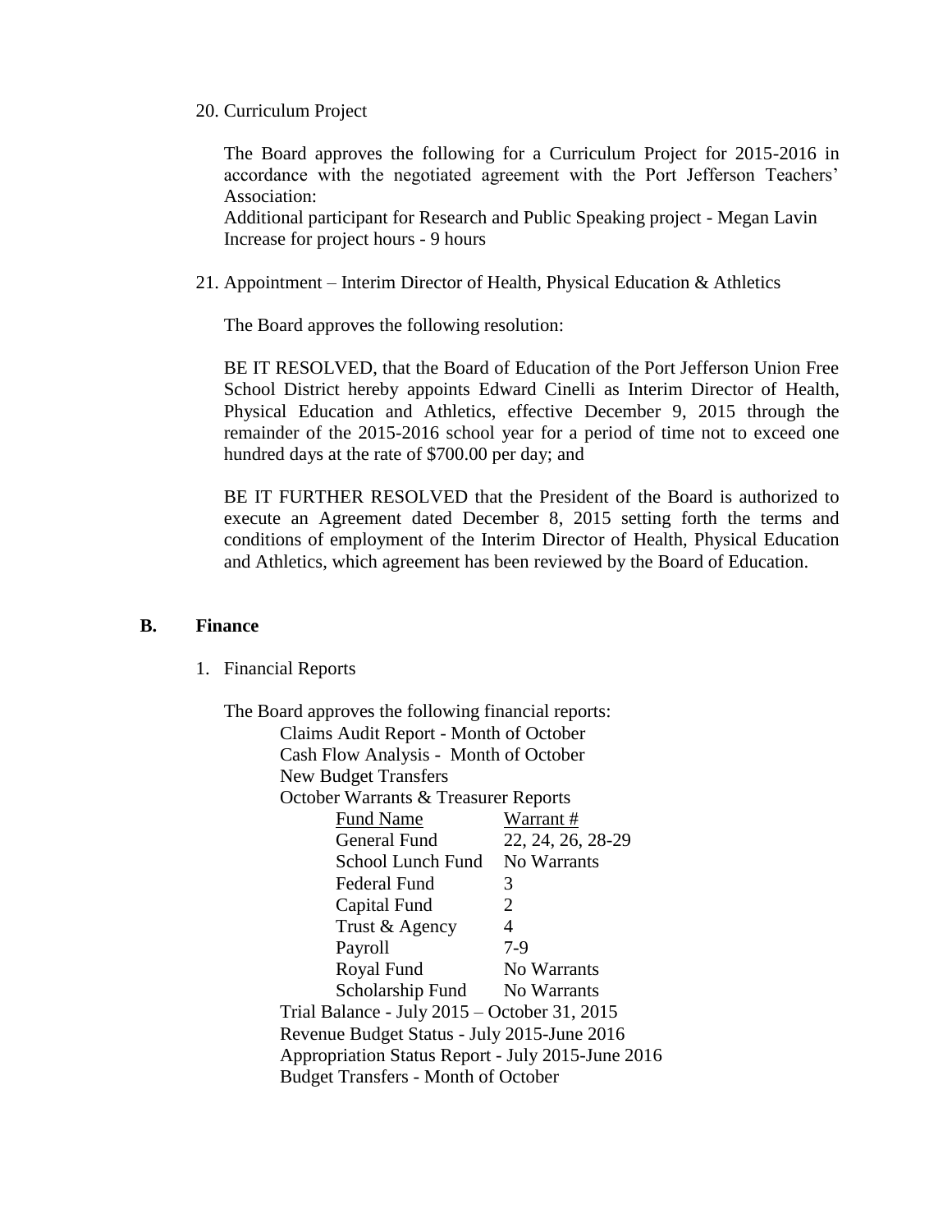20. Curriculum Project

    The Board approves the following for a Curriculum Project for 2015-2016 in accordance with the negotiated agreement with the Port Jefferson Teachers' Association:
    Additional participant for Research and Public Speaking project - Megan Lavin
    Increase for project hours - 9 hours

21. Appointment – Interim Director of Health, Physical Education & Athletics

    The Board approves the following resolution:

    BE IT RESOLVED, that the Board of Education of the Port Jefferson Union Free School District hereby appoints Edward Cinelli as Interim Director of Health, Physical Education and Athletics, effective December 9, 2015 through the remainder of the 2015-2016 school year for a period of time not to exceed one hundred days at the rate of $700.00 per day; and

    BE IT FURTHER RESOLVED that the President of the Board is authorized to execute an Agreement dated December 8, 2015 setting forth the terms and conditions of employment of the Interim Director of Health, Physical Education and Athletics, which agreement has been reviewed by the Board of Education.

## B. Finance

1. Financial Reports

   The Board approves the following financial reports:

   Claims Audit Report - Month of October
   Cash Flow Analysis - Month of October
   New Budget Transfers
   October Warrants & Treasurer Reports

   | Fund Name | Warrant # |
   |---|---|
   | General Fund | 22, 24, 26, 28-29 |
   | School Lunch Fund | No Warrants |
   | Federal Fund | 3 |
   | Capital Fund | 2 |
   | Trust & Agency | 4 |
   | Payroll | 7-9 |
   | Royal Fund | No Warrants |
   | Scholarship Fund | No Warrants |

   Trial Balance - July 2015 – October 31, 2015
   Revenue Budget Status - July 2015-June 2016
   Appropriation Status Report - July 2015-June 2016
   Budget Transfers - Month of October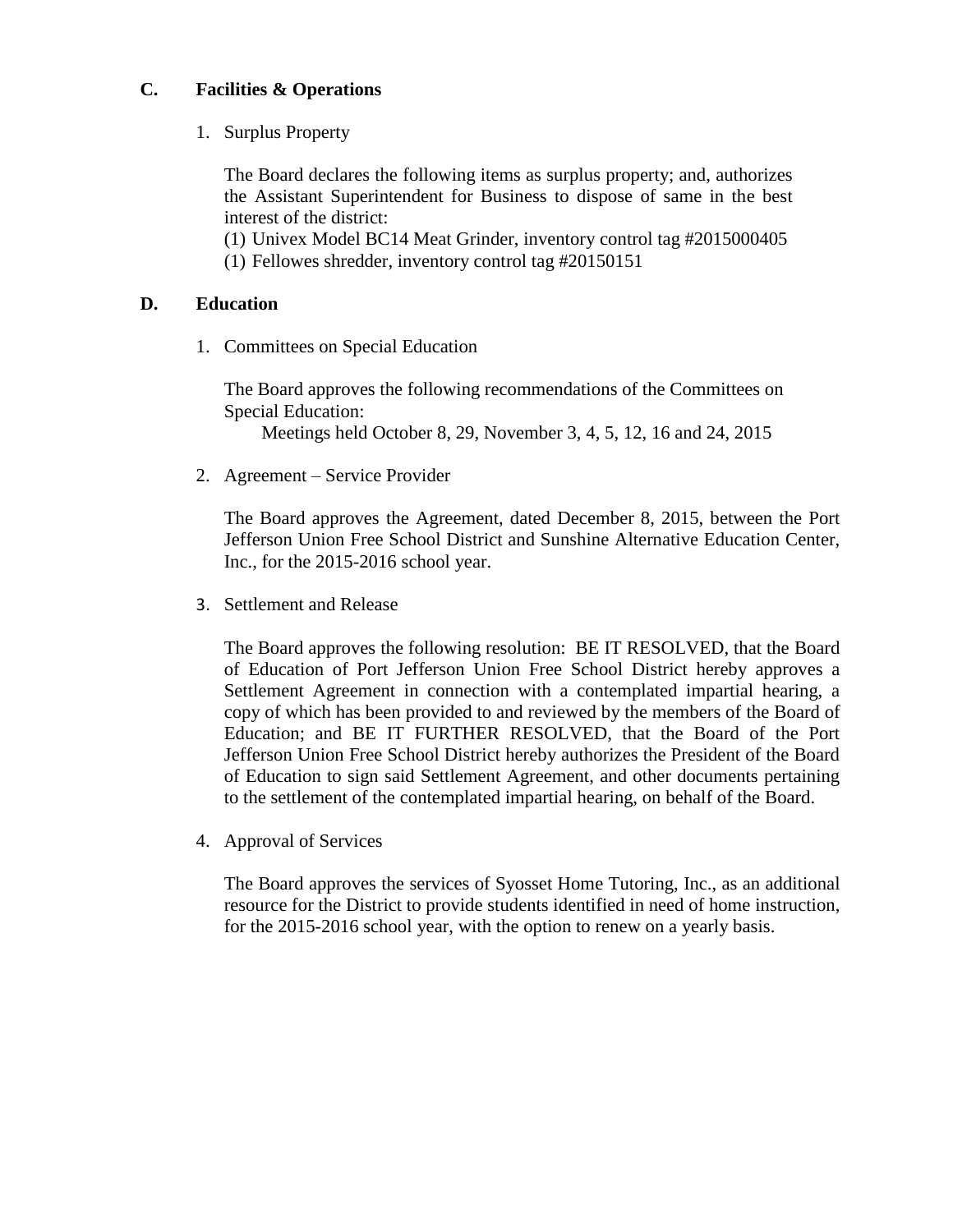## C. Facilities & Operations

1. Surplus Property

   The Board declares the following items as surplus property; and, authorizes the Assistant Superintendent for Business to dispose of same in the best interest of the district:
   (1) Univex Model BC14 Meat Grinder, inventory control tag #2015000405
   (1) Fellowes shredder, inventory control tag #20150151

## D. Education

1. Committees on Special Education

   The Board approves the following recommendations of the Committees on Special Education:
   Meetings held October 8, 29, November 3, 4, 5, 12, 16 and 24, 2015

2. Agreement – Service Provider

   The Board approves the Agreement, dated December 8, 2015, between the Port Jefferson Union Free School District and Sunshine Alternative Education Center, Inc., for the 2015-2016 school year.

3. Settlement and Release

   The Board approves the following resolution: BE IT RESOLVED, that the Board of Education of Port Jefferson Union Free School District hereby approves a Settlement Agreement in connection with a contemplated impartial hearing, a copy of which has been provided to and reviewed by the members of the Board of Education; and BE IT FURTHER RESOLVED, that the Board of the Port Jefferson Union Free School District hereby authorizes the President of the Board of Education to sign said Settlement Agreement, and other documents pertaining to the settlement of the contemplated impartial hearing, on behalf of the Board.

4. Approval of Services

   The Board approves the services of Syosset Home Tutoring, Inc., as an additional resource for the District to provide students identified in need of home instruction, for the 2015-2016 school year, with the option to renew on a yearly basis.